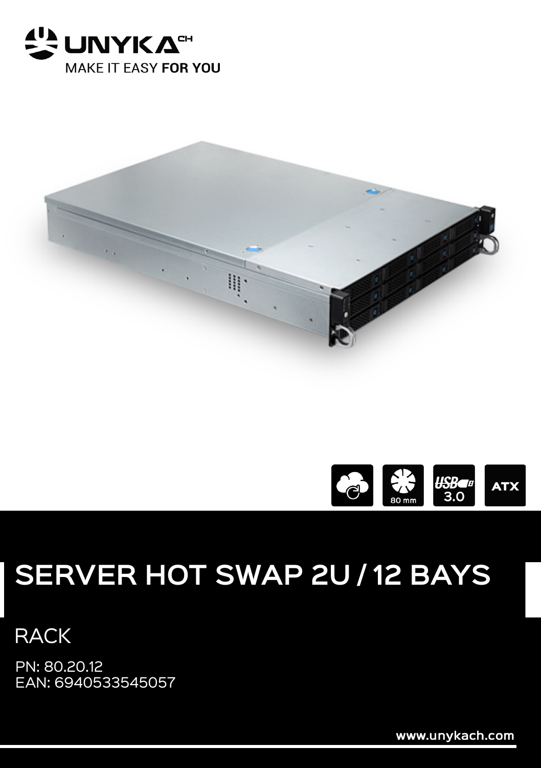UNYKA[CH]

MAKE IT EASY **FOR YOU**

80 mm

USB 3.0

ATX

# SERVER HOT SWAP 2U / 12 BAYS

## RACK

PN: 80.20.12
EAN: 6940533545057

www.unykach.com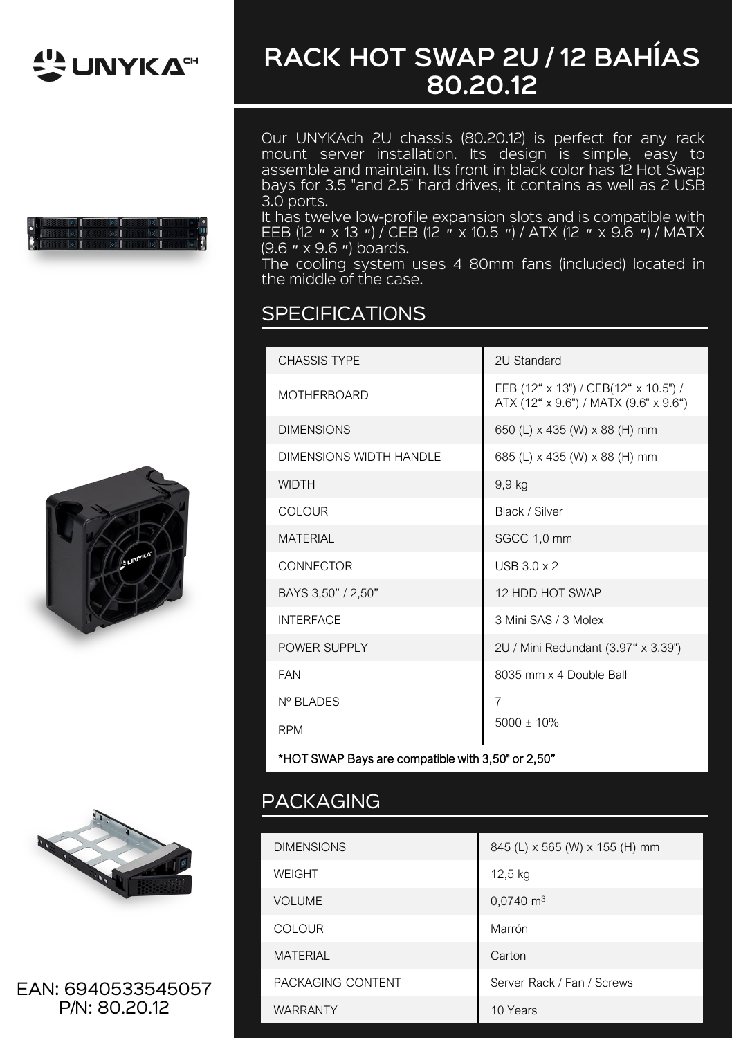# RACK HOT SWAP 2U / 12 BAHÍAS 80.20.12

Our UNYKAch 2U chassis (80.20.12) is perfect for any rack mount server installation. Its design is simple, easy to assemble and maintain. Its front in black color has 12 Hot Swap bays for 3.5 "and 2.5" hard drives, it contains as well as 2 USB 3.0 ports.
It has twelve low-profile expansion slots and is compatible with EEB (12 〃 x 13 〃) / CEB (12 〃 x 10.5 〃) / ATX (12 〃 x 9.6 〃) / MATX (9.6 〃 x 9.6 〃) boards.
The cooling system uses 4 80mm fans (included) located in the middle of the case.

## SPECIFICATIONS

| | |
|---|---|
| CHASSIS TYPE | 2U Standard |
| MOTHERBOARD | EEB (12" x 13") / CEB(12" x 10.5") / ATX (12" x 9.6") / MATX (9.6" x 9.6") |
| DIMENSIONS | 650 (L) x 435 (W) x 88 (H) mm |
| DIMENSIONS WIDTH HANDLE | 685 (L) x 435 (W) x 88 (H) mm |
| WIDTH | 9,9 kg |
| COLOUR | Black / Silver |
| MATERIAL | SGCC 1,0 mm |
| CONNECTOR | USB 3.0 x 2 |
| BAYS 3,50" / 2,50" | 12 HDD HOT SWAP |
| INTERFACE | 3 Mini SAS / 3 Molex |
| POWER SUPPLY | 2U / Mini Redundant (3.97" x 3.39") |
| FAN | 8035 mm x 4 Double Ball |
| Nº BLADES | 7 |
| RPM | 5000 ± 10% |

**\*HOT SWAP Bays are compatible with 3,50" or 2,50"**

## PACKAGING

| | |
|---|---|
| DIMENSIONS | 845 (L) x 565 (W) x 155 (H) mm |
| WEIGHT | 12,5 kg |
| VOLUME | 0,0740 m³ |
| COLOUR | Marrón |
| MATERIAL | Carton |
| PACKAGING CONTENT | Server Rack / Fan / Screws |
| WARRANTY | 10 Years |

EAN: 6940533545057
P/N: 80.20.12